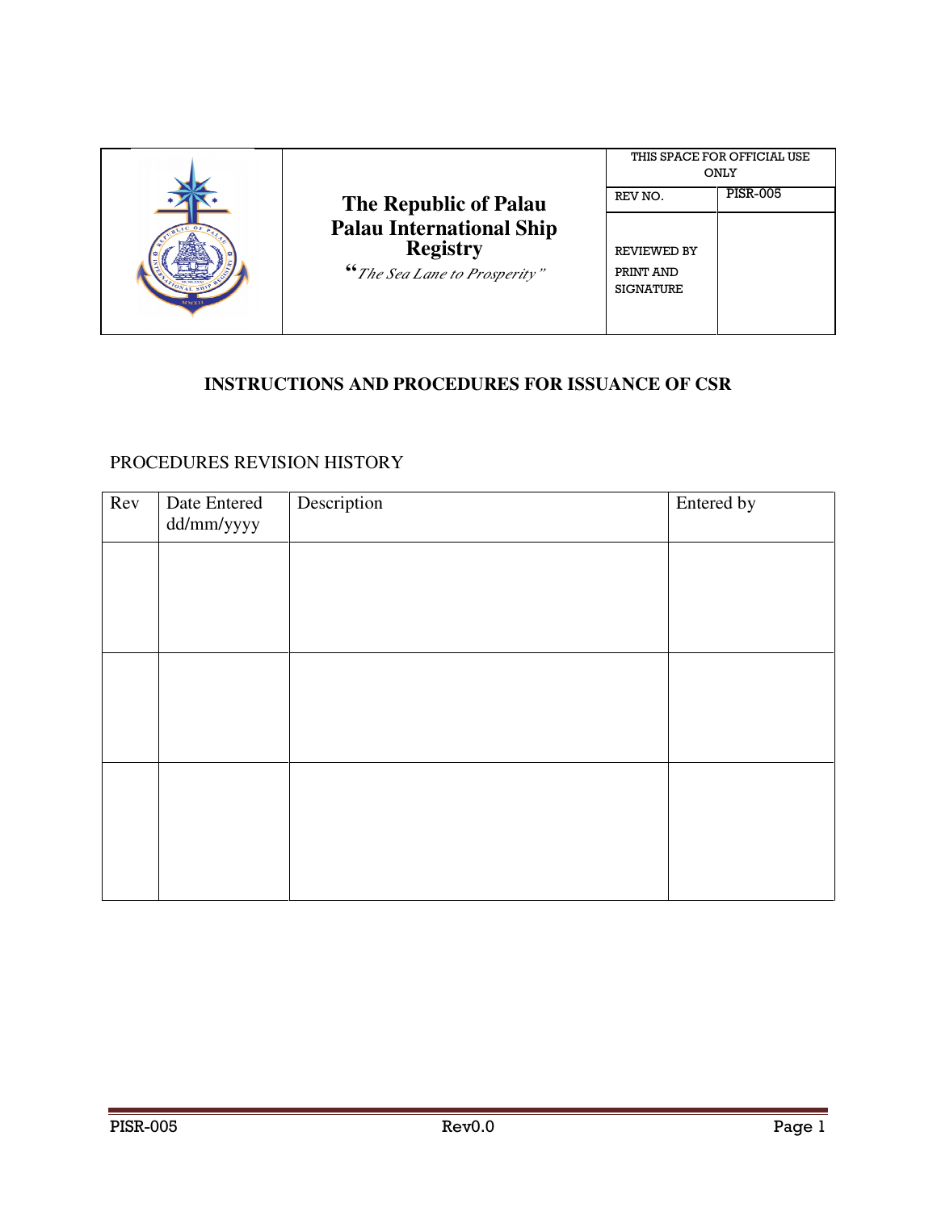| | The Republic of Palau<br>Palau International Ship Registry<br>*"The Sea Lane to Prosperity"* | THIS SPACE FOR OFFICIAL USE ONLY | |
|---|---|---|---|
| | | REV NO. | PISR-005 |
| | | REVIEWED BY<br>PRINT AND SIGNATURE | |

# INSTRUCTIONS AND PROCEDURES FOR ISSUANCE OF CSR

PROCEDURES REVISION HISTORY

| Rev | Date Entered dd/mm/yyyy | Description | Entered by |
|---|---|---|---|
| | | | |
| | | | |
| | | | |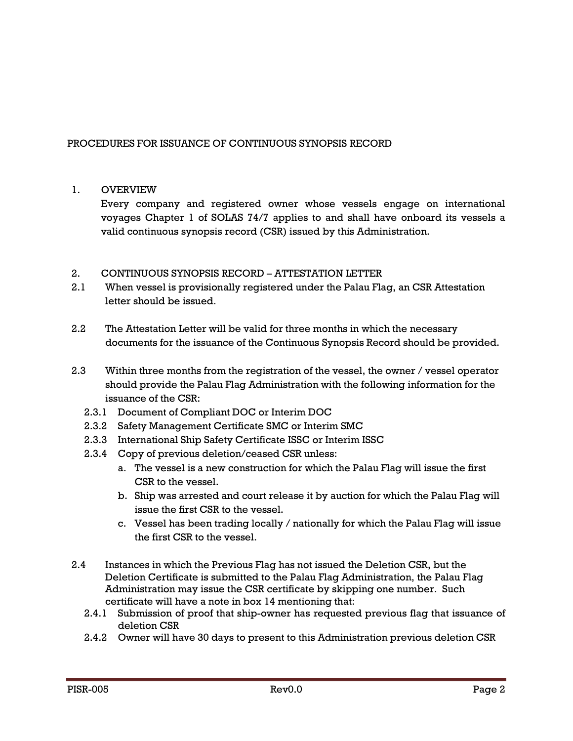PROCEDURES FOR ISSUANCE OF CONTINUOUS SYNOPSIS RECORD

## 1. OVERVIEW

Every company and registered owner whose vessels engage on international voyages Chapter 1 of SOLAS 74/7 applies to and shall have onboard its vessels a valid continuous synopsis record (CSR) issued by this Administration.

## 2. CONTINUOUS SYNOPSIS RECORD – ATTESTATION LETTER

2.1 When vessel is provisionally registered under the Palau Flag, an CSR Attestation letter should be issued.

2.2 The Attestation Letter will be valid for three months in which the necessary documents for the issuance of the Continuous Synopsis Record should be provided.

2.3 Within three months from the registration of the vessel, the owner / vessel operator should provide the Palau Flag Administration with the following information for the issuance of the CSR:

- 2.3.1 Document of Compliant DOC or Interim DOC
- 2.3.2 Safety Management Certificate SMC or Interim SMC
- 2.3.3 International Ship Safety Certificate ISSC or Interim ISSC
- 2.3.4 Copy of previous deletion/ceased CSR unless:
  - a. The vessel is a new construction for which the Palau Flag will issue the first CSR to the vessel.
  - b. Ship was arrested and court release it by auction for which the Palau Flag will issue the first CSR to the vessel.
  - c. Vessel has been trading locally / nationally for which the Palau Flag will issue the first CSR to the vessel.

2.4 Instances in which the Previous Flag has not issued the Deletion CSR, but the Deletion Certificate is submitted to the Palau Flag Administration, the Palau Flag Administration may issue the CSR certificate by skipping one number. Such certificate will have a note in box 14 mentioning that:

- 2.4.1 Submission of proof that ship-owner has requested previous flag that issuance of deletion CSR
- 2.4.2 Owner will have 30 days to present to this Administration previous deletion CSR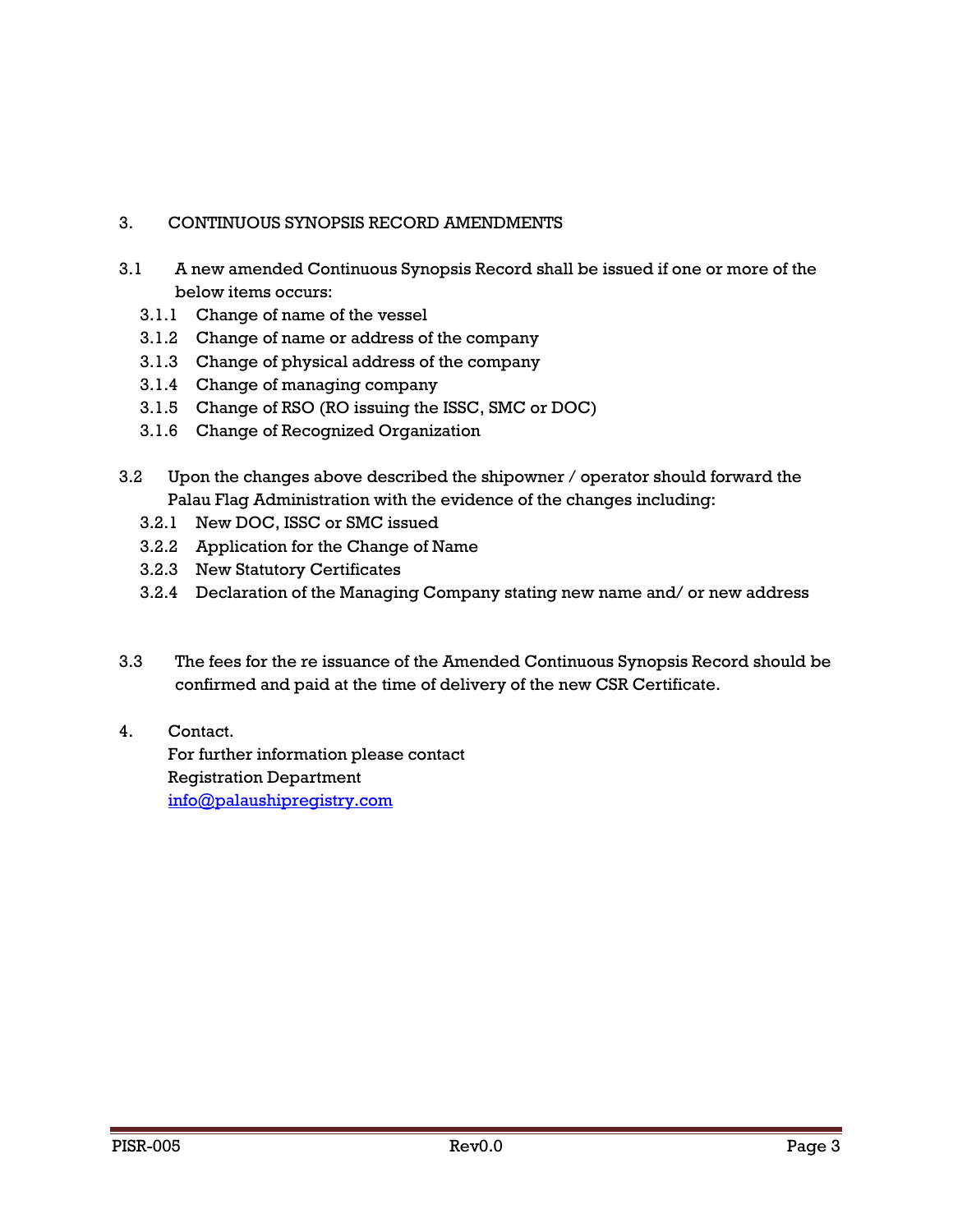## 3. CONTINUOUS SYNOPSIS RECORD AMENDMENTS

3.1 A new amended Continuous Synopsis Record shall be issued if one or more of the below items occurs:

- 3.1.1 Change of name of the vessel
- 3.1.2 Change of name or address of the company
- 3.1.3 Change of physical address of the company
- 3.1.4 Change of managing company
- 3.1.5 Change of RSO (RO issuing the ISSC, SMC or DOC)
- 3.1.6 Change of Recognized Organization

3.2 Upon the changes above described the shipowner / operator should forward the Palau Flag Administration with the evidence of the changes including:

- 3.2.1 New DOC, ISSC or SMC issued
- 3.2.2 Application for the Change of Name
- 3.2.3 New Statutory Certificates
- 3.2.4 Declaration of the Managing Company stating new name and/ or new address

3.3 The fees for the re issuance of the Amended Continuous Synopsis Record should be confirmed and paid at the time of delivery of the new CSR Certificate.

## 4. Contact.

For further information please contact
Registration Department
info@palaushipregistry.com